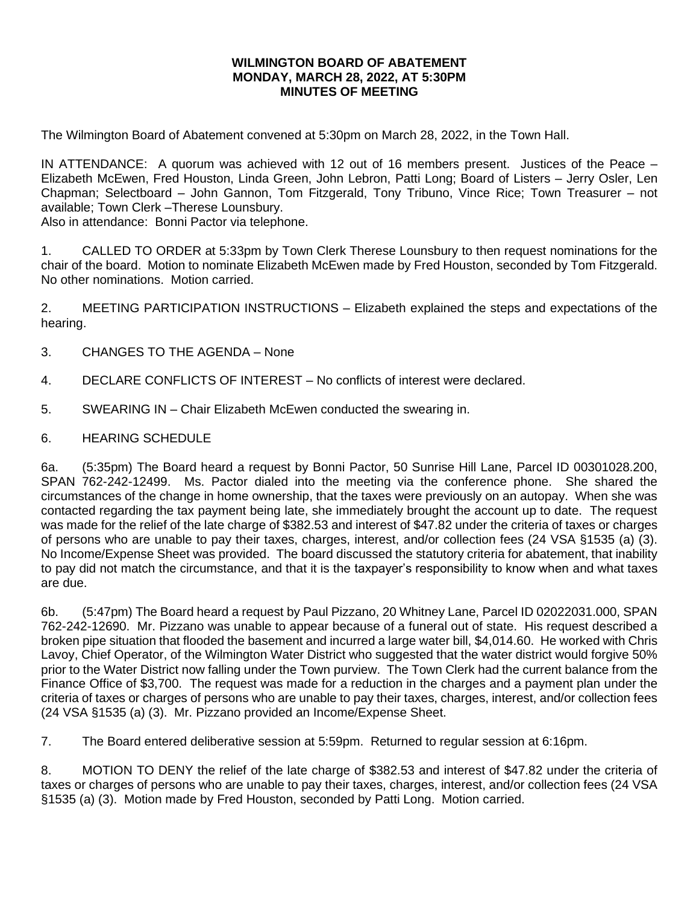# WILMINGTON BOARD OF ABATEMENT
## MONDAY, MARCH 28, 2022, AT 5:30PM
## MINUTES OF MEETING

The Wilmington Board of Abatement convened at 5:30pm on March 28, 2022, in the Town Hall.

IN ATTENDANCE: A quorum was achieved with 12 out of 16 members present. Justices of the Peace – Elizabeth McEwen, Fred Houston, Linda Green, John Lebron, Patti Long; Board of Listers – Jerry Osler, Len Chapman; Selectboard – John Gannon, Tom Fitzgerald, Tony Tribuno, Vince Rice; Town Treasurer – not available; Town Clerk –Therese Lounsbury.
Also in attendance: Bonni Pactor via telephone.

1. CALLED TO ORDER at 5:33pm by Town Clerk Therese Lounsbury to then request nominations for the chair of the board. Motion to nominate Elizabeth McEwen made by Fred Houston, seconded by Tom Fitzgerald. No other nominations. Motion carried.

2. MEETING PARTICIPATION INSTRUCTIONS – Elizabeth explained the steps and expectations of the hearing.

3. CHANGES TO THE AGENDA – None

4. DECLARE CONFLICTS OF INTEREST – No conflicts of interest were declared.

5. SWEARING IN – Chair Elizabeth McEwen conducted the swearing in.

6. HEARING SCHEDULE

6a. (5:35pm) The Board heard a request by Bonni Pactor, 50 Sunrise Hill Lane, Parcel ID 00301028.200, SPAN 762-242-12499. Ms. Pactor dialed into the meeting via the conference phone. She shared the circumstances of the change in home ownership, that the taxes were previously on an autopay. When she was contacted regarding the tax payment being late, she immediately brought the account up to date. The request was made for the relief of the late charge of $382.53 and interest of $47.82 under the criteria of taxes or charges of persons who are unable to pay their taxes, charges, interest, and/or collection fees (24 VSA §1535 (a) (3). No Income/Expense Sheet was provided. The board discussed the statutory criteria for abatement, that inability to pay did not match the circumstance, and that it is the taxpayer's responsibility to know when and what taxes are due.

6b. (5:47pm) The Board heard a request by Paul Pizzano, 20 Whitney Lane, Parcel ID 02022031.000, SPAN 762-242-12690. Mr. Pizzano was unable to appear because of a funeral out of state. His request described a broken pipe situation that flooded the basement and incurred a large water bill, $4,014.60. He worked with Chris Lavoy, Chief Operator, of the Wilmington Water District who suggested that the water district would forgive 50% prior to the Water District now falling under the Town purview. The Town Clerk had the current balance from the Finance Office of $3,700. The request was made for a reduction in the charges and a payment plan under the criteria of taxes or charges of persons who are unable to pay their taxes, charges, interest, and/or collection fees (24 VSA §1535 (a) (3). Mr. Pizzano provided an Income/Expense Sheet.

7. The Board entered deliberative session at 5:59pm. Returned to regular session at 6:16pm.

8. MOTION TO DENY the relief of the late charge of $382.53 and interest of $47.82 under the criteria of taxes or charges of persons who are unable to pay their taxes, charges, interest, and/or collection fees (24 VSA §1535 (a) (3). Motion made by Fred Houston, seconded by Patti Long. Motion carried.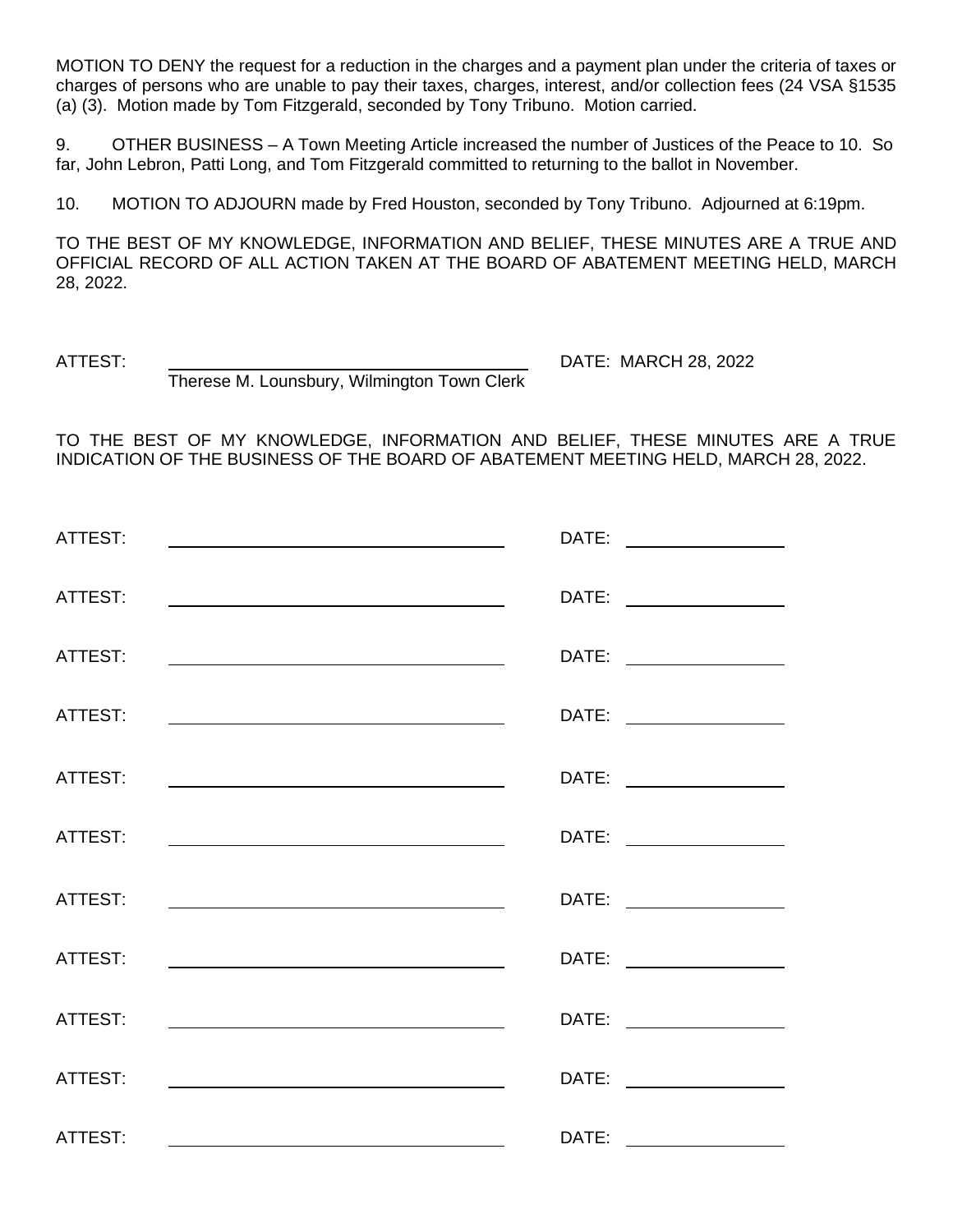MOTION TO DENY the request for a reduction in the charges and a payment plan under the criteria of taxes or charges of persons who are unable to pay their taxes, charges, interest, and/or collection fees (24 VSA §1535 (a) (3). Motion made by Tom Fitzgerald, seconded by Tony Tribuno. Motion carried.

9. OTHER BUSINESS – A Town Meeting Article increased the number of Justices of the Peace to 10. So far, John Lebron, Patti Long, and Tom Fitzgerald committed to returning to the ballot in November.

10. MOTION TO ADJOURN made by Fred Houston, seconded by Tony Tribuno. Adjourned at 6:19pm.

TO THE BEST OF MY KNOWLEDGE, INFORMATION AND BELIEF, THESE MINUTES ARE A TRUE AND OFFICIAL RECORD OF ALL ACTION TAKEN AT THE BOARD OF ABATEMENT MEETING HELD, MARCH 28, 2022.

ATTEST: ______________________________ DATE: MARCH 28, 2022
Therese M. Lounsbury, Wilmington Town Clerk

TO THE BEST OF MY KNOWLEDGE, INFORMATION AND BELIEF, THESE MINUTES ARE A TRUE INDICATION OF THE BUSINESS OF THE BOARD OF ABATEMENT MEETING HELD, MARCH 28, 2022.

ATTEST: ______________________________ DATE: ______________

ATTEST: ______________________________ DATE: ______________

ATTEST: ______________________________ DATE: ______________

ATTEST: ______________________________ DATE: ______________

ATTEST: ______________________________ DATE: ______________

ATTEST: ______________________________ DATE: ______________

ATTEST: ______________________________ DATE: ______________

ATTEST: ______________________________ DATE: ______________

ATTEST: ______________________________ DATE: ______________

ATTEST: ______________________________ DATE: ______________

ATTEST: ______________________________ DATE: ______________